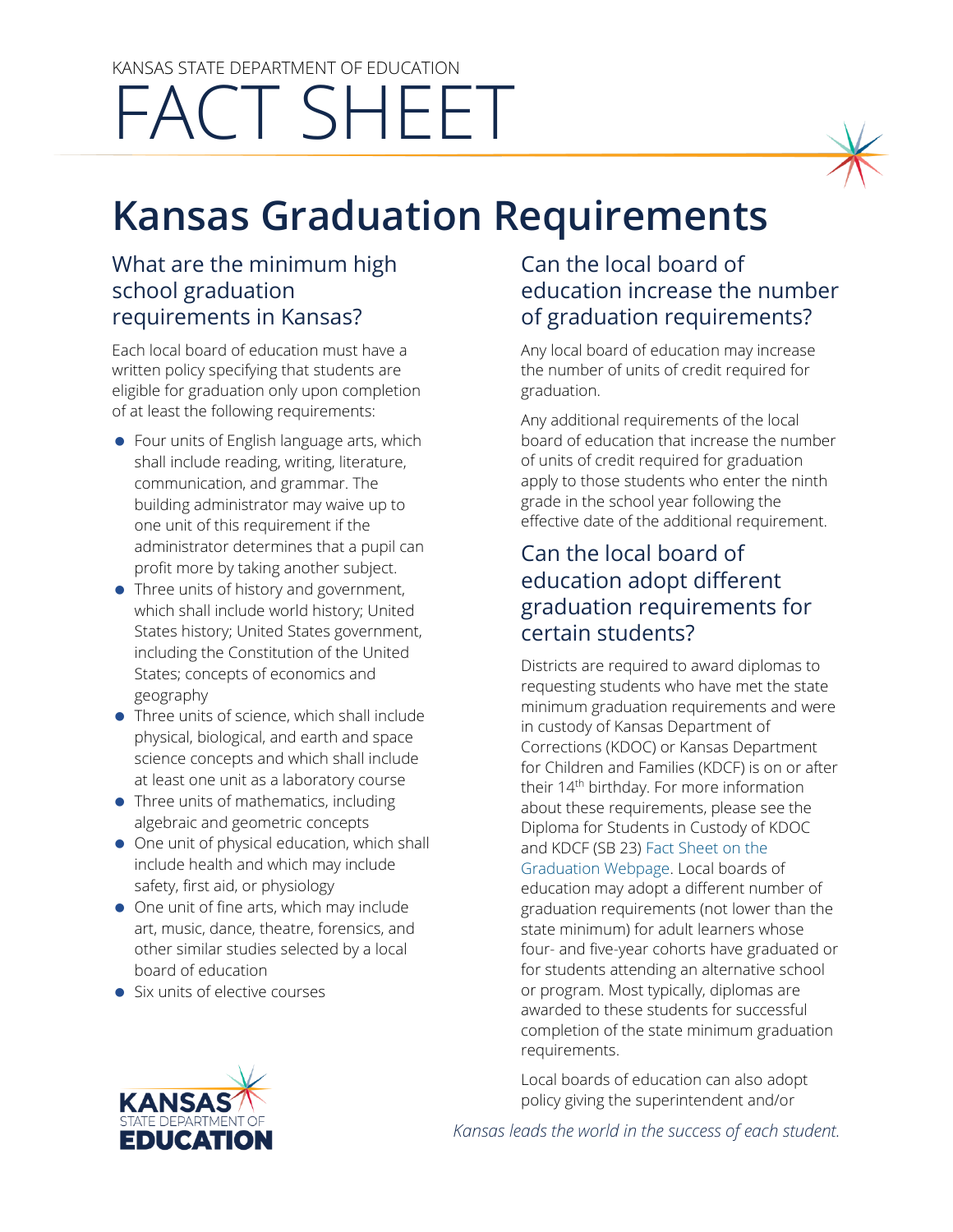KANSAS STATE DEPARTMENT OF EDUCATION

# FACT SHEET

# Kansas Graduation Requirements

## What are the minimum high school graduation requirements in Kansas?

Each local board of education must have a written policy specifying that students are eligible for graduation only upon completion of at least the following requirements:

- Four units of English language arts, which shall include reading, writing, literature, communication, and grammar. The building administrator may waive up to one unit of this requirement if the administrator determines that a pupil can profit more by taking another subject.
- Three units of history and government, which shall include world history; United States history; United States government, including the Constitution of the United States; concepts of economics and geography
- Three units of science, which shall include physical, biological, and earth and space science concepts and which shall include at least one unit as a laboratory course
- Three units of mathematics, including algebraic and geometric concepts
- One unit of physical education, which shall include health and which may include safety, first aid, or physiology
- One unit of fine arts, which may include art, music, dance, theatre, forensics, and other similar studies selected by a local board of education
- Six units of elective courses

## Can the local board of education increase the number of graduation requirements?

Any local board of education may increase the number of units of credit required for graduation.

Any additional requirements of the local board of education that increase the number of units of credit required for graduation apply to those students who enter the ninth grade in the school year following the effective date of the additional requirement.

## Can the local board of education adopt different graduation requirements for certain students?

Districts are required to award diplomas to requesting students who have met the state minimum graduation requirements and were in custody of Kansas Department of Corrections (KDOC) or Kansas Department for Children and Families (KDCF) is on or after their 14th birthday. For more information about these requirements, please see the Diploma for Students in Custody of KDOC and KDCF (SB 23) Fact Sheet on the Graduation Webpage. Local boards of education may adopt a different number of graduation requirements (not lower than the state minimum) for adult learners whose four- and five-year cohorts have graduated or for students attending an alternative school or program. Most typically, diplomas are awarded to these students for successful completion of the state minimum graduation requirements.

Local boards of education can also adopt policy giving the superintendent and/or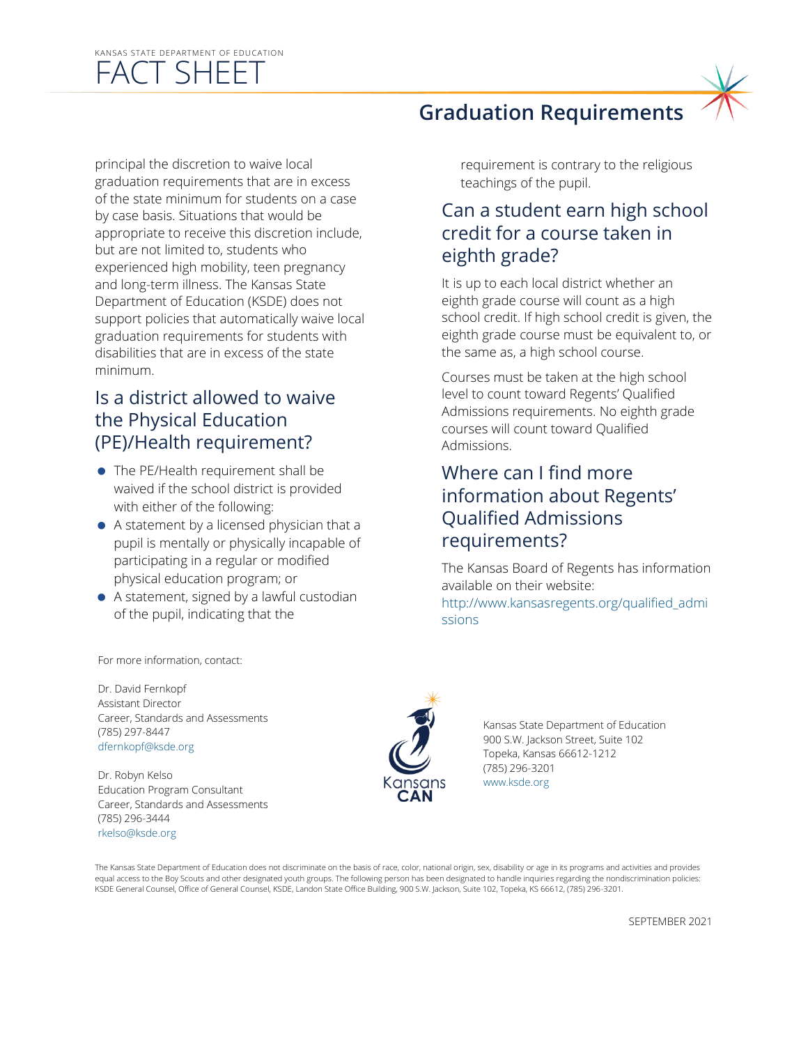principal the discretion to waive local graduation requirements that are in excess of the state minimum for students on a case by case basis. Situations that would be appropriate to receive this discretion include, but are not limited to, students who experienced high mobility, teen pregnancy and long-term illness. The Kansas State Department of Education (KSDE) does not support policies that automatically waive local graduation requirements for students with disabilities that are in excess of the state minimum.

## Is a district allowed to waive the Physical Education (PE)/Health requirement?

- The PE/Health requirement shall be waived if the school district is provided with either of the following:
- A statement by a licensed physician that a pupil is mentally or physically incapable of participating in a regular or modified physical education program; or
- A statement, signed by a lawful custodian of the pupil, indicating that the requirement is contrary to the religious teachings of the pupil.

## Can a student earn high school credit for a course taken in eighth grade?

It is up to each local district whether an eighth grade course will count as a high school credit. If high school credit is given, the eighth grade course must be equivalent to, or the same as, a high school course.

Courses must be taken at the high school level to count toward Regents' Qualified Admissions requirements. No eighth grade courses will count toward Qualified Admissions.

## Where can I find more information about Regents' Qualified Admissions requirements?

The Kansas Board of Regents has information available on their website: http://www.kansasregents.org/qualified_admissions

For more information, contact:

Dr. David Fernkopf
Assistant Director
Career, Standards and Assessments
(785) 297-8447
dfernkopf@ksde.org

Dr. Robyn Kelso
Education Program Consultant
Career, Standards and Assessments
(785) 296-3444
rkelso@ksde.org

Kansas State Department of Education
900 S.W. Jackson Street, Suite 102
Topeka, Kansas 66612-1212
(785) 296-3201
www.ksde.org

The Kansas State Department of Education does not discriminate on the basis of race, color, national origin, sex, disability or age in its programs and activities and provides equal access to the Boy Scouts and other designated youth groups. The following person has been designated to handle inquiries regarding the nondiscrimination policies: KSDE General Counsel, Office of General Counsel, KSDE, Landon State Office Building, 900 S.W. Jackson, Suite 102, Topeka, KS 66612, (785) 296-3201.

SEPTEMBER 2021